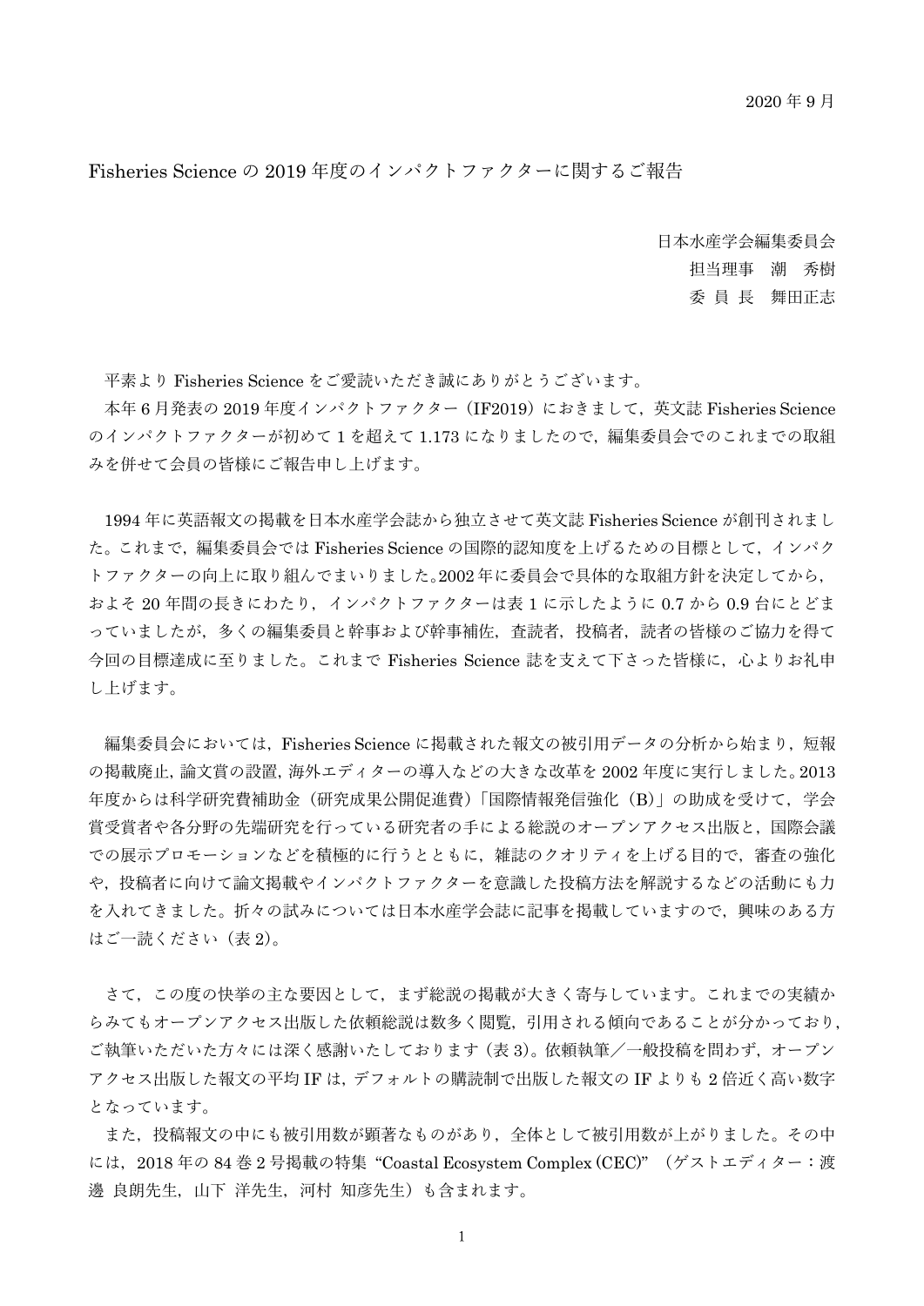2020 年 9 月

# Fisheries Science の 2019 年度のインパクトファクターに関するご報告

日本水産学会編集委員会
担当理事　潮　秀樹
委 員 長　舞田正志

平素より Fisheries Science をご愛読いただき誠にありがとうございます。

本年 6 月発表の 2019 年度インパクトファクター（IF2019）におきまして，英文誌 Fisheries Science のインパクトファクターが初めて 1 を超えて 1.173 になりましたので，編集委員会でのこれまでの取組みを併せて会員の皆様にご報告申し上げます。

1994 年に英語報文の掲載を日本水産学会誌から独立させて英文誌 Fisheries Science が創刊されました。これまで，編集委員会では Fisheries Science の国際的認知度を上げるための目標として，インパクトファクターの向上に取り組んでまいりました。2002 年に委員会で具体的な取組方針を決定してから，およそ 20 年間の長きにわたり，インパクトファクターは表 1 に示したように 0.7 から 0.9 台にとどまっていましたが，多くの編集委員と幹事および幹事補佐，査読者，投稿者，読者の皆様のご協力を得て今回の目標達成に至りました。これまで Fisheries Science 誌を支えて下さった皆様に，心よりお礼申し上げます。

編集委員会においては，Fisheries Science に掲載された報文の被引用データの分析から始まり，短報の掲載廃止，論文賞の設置，海外エディターの導入などの大きな改革を 2002 年度に実行しました。2013 年度からは科学研究費補助金（研究成果公開促進費）「国際情報発信強化（B）」の助成を受けて，学会賞受賞者や各分野の先端研究を行っている研究者の手による総説のオープンアクセス出版と，国際会議での展示プロモーションなどを積極的に行うとともに，雑誌のクオリティを上げる目的で，審査の強化や，投稿者に向けて論文掲載やインパクトファクターを意識した投稿方法を解説するなどの活動にも力を入れてきました。折々の試みについては日本水産学会誌に記事を掲載していますので，興味のある方はご一読ください（表 2）。

さて，この度の快挙の主な要因として，まず総説の掲載が大きく寄与しています。これまでの実績からみてもオープンアクセス出版した依頼総説は数多く閲覧，引用される傾向であることが分かっており，ご執筆いただいた方々には深く感謝いたしております（表 3）。依頼執筆／一般投稿を問わず，オープンアクセス出版した報文の平均 IF は，デフォルトの購読制で出版した報文の IF よりも 2 倍近く高い数字となっています。

また，投稿報文の中にも被引用数が顕著なものがあり，全体として被引用数が上がりました。その中には，2018 年の 84 巻 2 号掲載の特集 “Coastal Ecosystem Complex (CEC)” （ゲストエディター：渡邊 良朗先生，山下 洋先生，河村 知彦先生）も含まれます。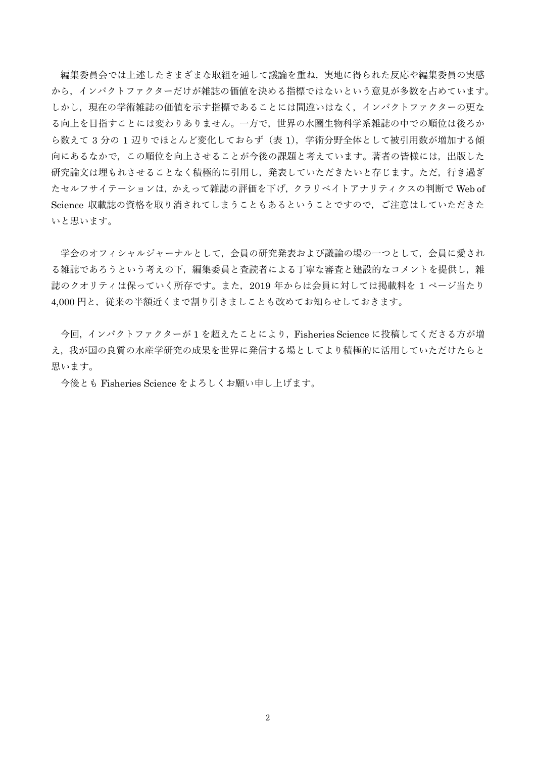編集委員会では上述したさまざまな取組を通して議論を重ね，実地に得られた反応や編集委員の実感から，インパクトファクターだけが雑誌の価値を決める指標ではないという意見が多数を占めています。しかし，現在の学術雑誌の価値を示す指標であることには間違いはなく，インパクトファクターの更なる向上を目指すことには変わりありません。一方で，世界の水圏生物科学系雑誌の中での順位は後ろから数えて 3 分の 1 辺りでほとんど変化しておらず（表 1），学術分野全体として被引用数が増加する傾向にあるなかで，この順位を向上させることが今後の課題と考えています。著者の皆様には，出版した研究論文は埋もれさせることなく積極的に引用し，発表していただきたいと存じます。ただ，行き過ぎたセルフサイテーションは，かえって雑誌の評価を下げ，クラリベイトアナリティクスの判断で Web of Science 収載誌の資格を取り消されてしまうこともあるということですので，ご注意はしていただきたいと思います。

学会のオフィシャルジャーナルとして，会員の研究発表および議論の場の一つとして，会員に愛される雑誌であろうという考えの下，編集委員と査読者による丁寧な審査と建設的なコメントを提供し，雑誌のクオリティは保っていく所存です。また，2019 年からは会員に対しては掲載料を 1 ページ当たり 4,000 円と，従来の半額近くまで割り引きましことも改めてお知らせしておきます。

今回，インパクトファクターが 1 を超えたことにより，Fisheries Science に投稿してくださる方が増え，我が国の良質の水産学研究の成果を世界に発信する場としてより積極的に活用していただけたらと思います。

今後とも Fisheries Science をよろしくお願い申し上げます。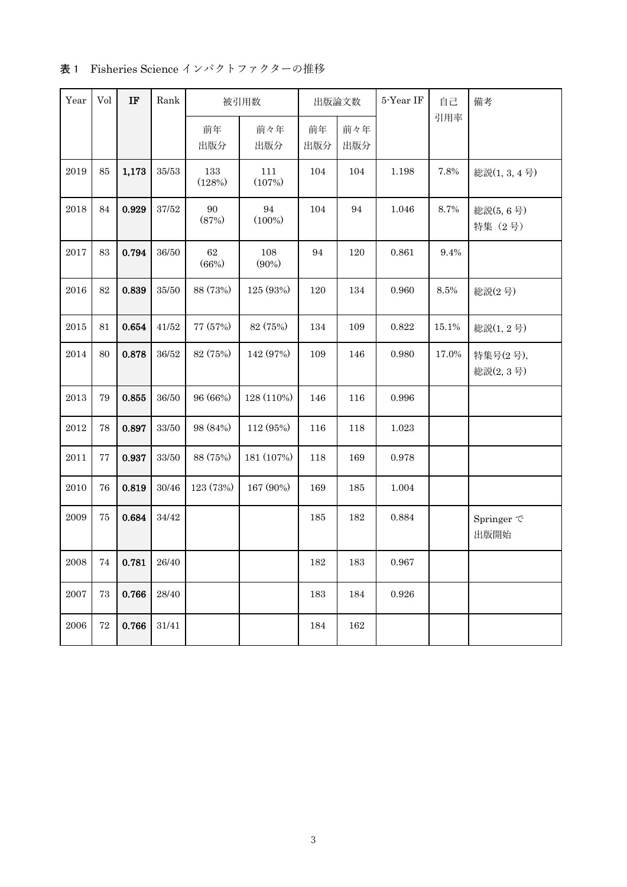**表 1**　Fisheries Science インパクトファクターの推移

| Year | Vol | **IF** | Rank | 被引用数 | | 出版論文数 | | 5-Year IF | 自己引用率 | 備考 |
|---|---|---|---|---|---|---|---|---|---|---|
| | | | | 前年出版分 | 前々年出版分 | 前年出版分 | 前々年出版分 | | | |
| 2019 | 85 | **1,173** | 35/53 | 133 (128%) | 111 (107%) | 104 | 104 | 1.198 | 7.8% | 総説(1, 3, 4 号) |
| 2018 | 84 | **0.929** | 37/52 | 90 (87%) | 94 (100%) | 104 | 94 | 1.046 | 8.7% | 総説(5, 6 号) 特集（2 号） |
| 2017 | 83 | **0.794** | 36/50 | 62 (66%) | 108 (90%) | 94 | 120 | 0.861 | 9.4% | |
| 2016 | 82 | **0.839** | 35/50 | 88 (73%) | 125 (93%) | 120 | 134 | 0.960 | 8.5% | 総説(2 号) |
| 2015 | 81 | **0.654** | 41/52 | 77 (57%) | 82 (75%) | 134 | 109 | 0.822 | 15.1% | 総説(1, 2 号) |
| 2014 | 80 | **0.878** | 36/52 | 82 (75%) | 142 (97%) | 109 | 146 | 0.980 | 17.0% | 特集号(2 号), 総説(2, 3 号) |
| 2013 | 79 | **0.855** | 36/50 | 96 (66%) | 128 (110%) | 146 | 116 | 0.996 | | |
| 2012 | 78 | **0.897** | 33/50 | 98 (84%) | 112 (95%) | 116 | 118 | 1.023 | | |
| 2011 | 77 | **0.937** | 33/50 | 88 (75%) | 181 (107%) | 118 | 169 | 0.978 | | |
| 2010 | 76 | **0.819** | 30/46 | 123 (73%) | 167 (90%) | 169 | 185 | 1.004 | | |
| 2009 | 75 | **0.684** | 34/42 | | | 185 | 182 | 0.884 | | Springer で出版開始 |
| 2008 | 74 | **0.781** | 26/40 | | | 182 | 183 | 0.967 | | |
| 2007 | 73 | **0.766** | 28/40 | | | 183 | 184 | 0.926 | | |
| 2006 | 72 | **0.766** | 31/41 | | | 184 | 162 | | | |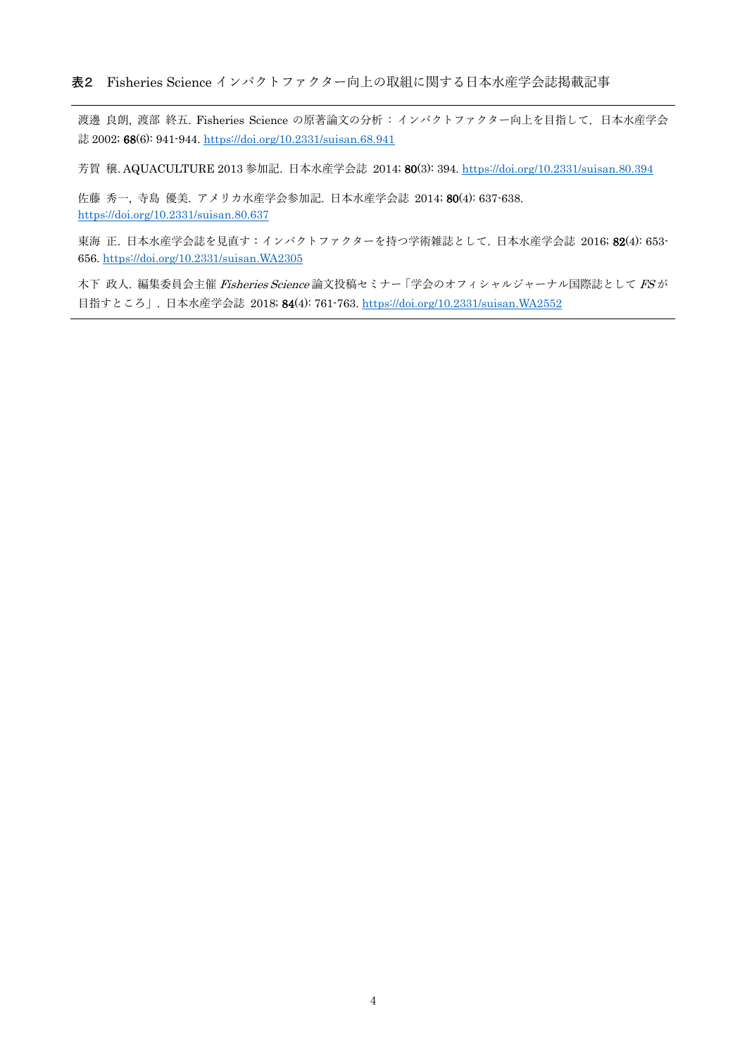**表2**　Fisheries Science インパクトファクター向上の取組に関する日本水産学会誌掲載記事

| |
|---|
| 渡邊 良朗, 渡部 終五. Fisheries Science の原著論文の分析：インパクトファクター向上を目指して, 日本水産学会誌 2002; **68**(6): 941-944. https://doi.org/10.2331/suisan.68.941 |
| 芳賀 穣. AQUACULTURE 2013 参加記. 日本水産学会誌 2014; **80**(3): 394. https://doi.org/10.2331/suisan.80.394 |
| 佐藤 秀一, 寺島 優美. アメリカ水産学会参加記. 日本水産学会誌 2014; **80**(4): 637-638. https://doi.org/10.2331/suisan.80.637 |
| 東海 正. 日本水産学会誌を見直す：インパクトファクターを持つ学術雑誌として. 日本水産学会誌 2016; **82**(4): 653-656. https://doi.org/10.2331/suisan.WA2305 |
| 木下 政人. 編集委員会主催 *Fisheries Science* 論文投稿セミナー「学会のオフィシャルジャーナル国際誌として *FS* が目指すところ」. 日本水産学会誌 2018; **84**(4): 761-763. https://doi.org/10.2331/suisan.WA2552 |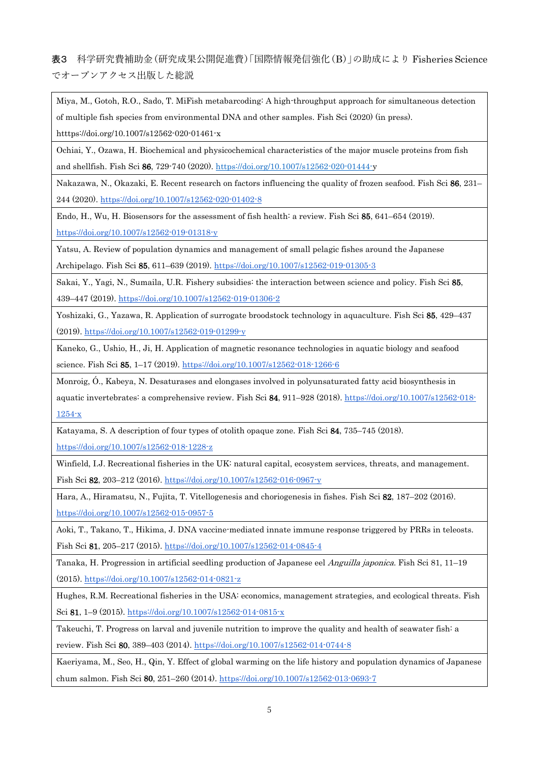**表3**　科学研究費補助金（研究成果公開促進費）「国際情報発信強化（B）」の助成により Fisheries Science でオープンアクセス出版した総説

| |
|---|
| Miya, M., Gotoh, R.O., Sado, T. MiFish metabarcoding: A high-throughput approach for simultaneous detection of multiple fish species from environmental DNA and other samples. Fish Sci (2020) (in press). htttps://doi.org/10.1007/s12562-020-01461-x |
| Ochiai, Y., Ozawa, H. Biochemical and physicochemical characteristics of the major muscle proteins from fish and shellfish. Fish Sci **86**, 729-740 (2020). https://doi.org/10.1007/s12562-020-01444-y |
| Nakazawa, N., Okazaki, E. Recent research on factors influencing the quality of frozen seafood. Fish Sci **86**, 231–244 (2020). https://doi.org/10.1007/s12562-020-01402-8 |
| Endo, H., Wu, H. Biosensors for the assessment of fish health: a review. Fish Sci **85**, 641–654 (2019). https://doi.org/10.1007/s12562-019-01318-y |
| Yatsu, A. Review of population dynamics and management of small pelagic fishes around the Japanese Archipelago. Fish Sci **85**, 611–639 (2019). https://doi.org/10.1007/s12562-019-01305-3 |
| Sakai, Y., Yagi, N., Sumaila, U.R. Fishery subsidies: the interaction between science and policy. Fish Sci **85**, 439–447 (2019). https://doi.org/10.1007/s12562-019-01306-2 |
| Yoshizaki, G., Yazawa, R. Application of surrogate broodstock technology in aquaculture. Fish Sci **85**, 429–437 (2019). https://doi.org/10.1007/s12562-019-01299-y |
| Kaneko, G., Ushio, H., Ji, H. Application of magnetic resonance technologies in aquatic biology and seafood science. Fish Sci **85**, 1–17 (2019). https://doi.org/10.1007/s12562-018-1266-6 |
| Monroig, Ó., Kabeya, N. Desaturases and elongases involved in polyunsaturated fatty acid biosynthesis in aquatic invertebrates: a comprehensive review. Fish Sci **84**, 911–928 (2018). https://doi.org/10.1007/s12562-018-1254-x |
| Katayama, S. A description of four types of otolith opaque zone. Fish Sci **84**, 735–745 (2018). https://doi.org/10.1007/s12562-018-1228-z |
| Winfield, I.J. Recreational fisheries in the UK: natural capital, ecosystem services, threats, and management. Fish Sci **82**, 203–212 (2016). https://doi.org/10.1007/s12562-016-0967-y |
| Hara, A., Hiramatsu, N., Fujita, T. Vitellogenesis and choriogenesis in fishes. Fish Sci **82**, 187–202 (2016). https://doi.org/10.1007/s12562-015-0957-5 |
| Aoki, T., Takano, T., Hikima, J. DNA vaccine-mediated innate immune response triggered by PRRs in teleosts. Fish Sci **81**, 205–217 (2015). https://doi.org/10.1007/s12562-014-0845-4 |
| Tanaka, H. Progression in artificial seedling production of Japanese eel *Anguilla japonica*. Fish Sci 81, 11–19 (2015). https://doi.org/10.1007/s12562-014-0821-z |
| Hughes, R.M. Recreational fisheries in the USA: economics, management strategies, and ecological threats. Fish Sci **81**, 1–9 (2015). https://doi.org/10.1007/s12562-014-0815-x |
| Takeuchi, T. Progress on larval and juvenile nutrition to improve the quality and health of seawater fish: a review. Fish Sci **80**, 389–403 (2014). https://doi.org/10.1007/s12562-014-0744-8 |
| Kaeriyama, M., Seo, H., Qin, Y. Effect of global warming on the life history and population dynamics of Japanese chum salmon. Fish Sci **80**, 251–260 (2014). https://doi.org/10.1007/s12562-013-0693-7 |